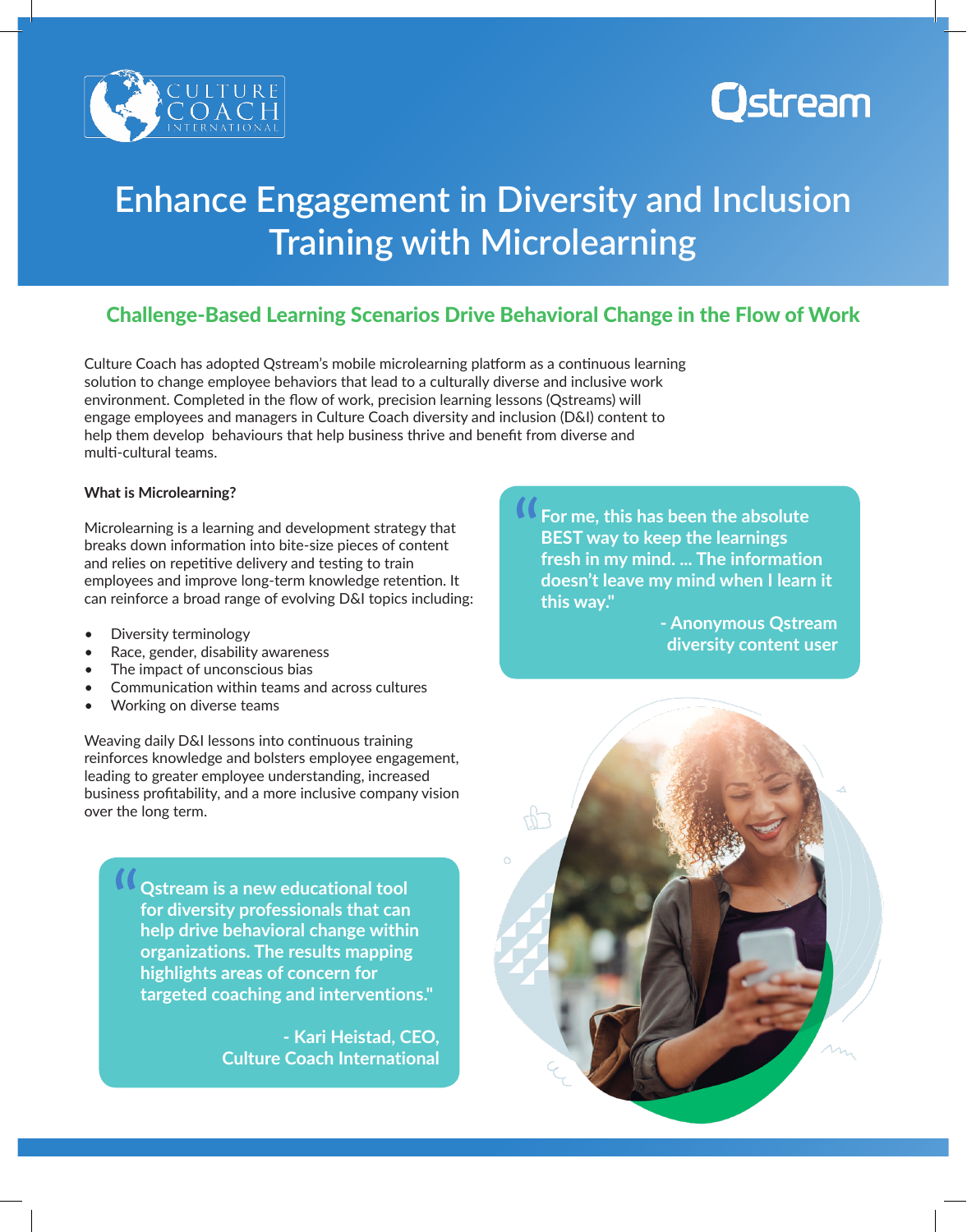CULTURE COACH INTERNATIONAL

Qstream

# Enhance Engagement in Diversity and Inclusion Training with Microlearning

## Challenge-Based Learning Scenarios Drive Behavioral Change in the Flow of Work

Culture Coach has adopted Qstream's mobile microlearning platform as a continuous learning solution to change employee behaviors that lead to a culturally diverse and inclusive work environment. Completed in the flow of work, precision learning lessons (Qstreams) will engage employees and managers in Culture Coach diversity and inclusion (D&I) content to help them develop  behaviours that help business thrive and benefit from diverse and multi-cultural teams.

**What is Microlearning?**

Microlearning is a learning and development strategy that breaks down information into bite-size pieces of content and relies on repetitive delivery and testing to train employees and improve long-term knowledge retention. It can reinforce a broad range of evolving D&I topics including:

- Diversity terminology
- Race, gender, disability awareness
- The impact of unconscious bias
- Communication within teams and across cultures
- Working on diverse teams

Weaving daily D&I lessons into continuous training reinforces knowledge and bolsters employee engagement, leading to greater employee understanding, increased business profitability, and a more inclusive company vision over the long term.

> **"Qstream is a new educational tool for diversity professionals that can help drive behavioral change within organizations. The results mapping highlights areas of concern for targeted coaching and interventions."**
>
> **- Kari Heistad, CEO, Culture Coach International**

> **"For me, this has been the absolute BEST way to keep the learnings fresh in my mind. ... The information doesn't leave my mind when I learn it this way."**
>
> **- Anonymous Qstream diversity content user**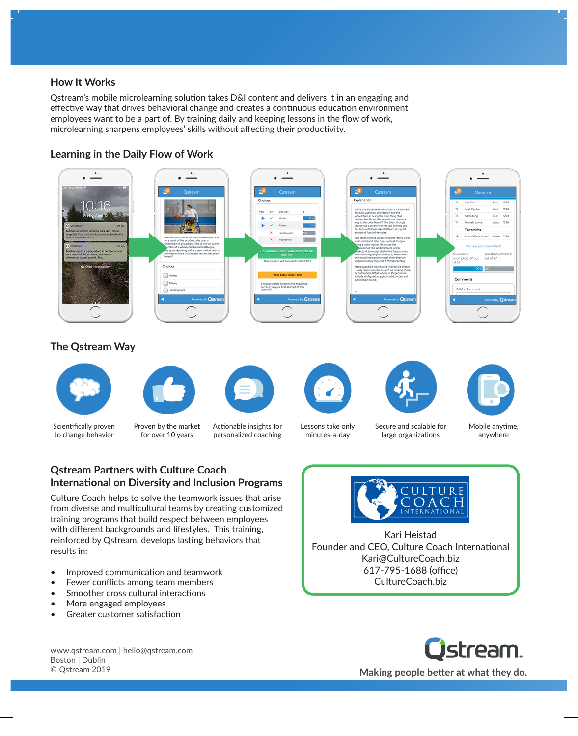## How It Works

Qstream's mobile microlearning solution takes D&I content and delivers it in an engaging and effective way that drives behavioral change and creates a continuous education environment employees want to be a part of. By training daily and keeping lessons in the flow of work, microlearning sharpens employees' skills without affecting their productivity.

## Learning in the Daily Flow of Work

## The Qstream Way

- Scientifically proven to change behavior
- Proven by the market for over 10 years
- Actionable insights for personalized coaching
- Lessons take only minutes-a-day
- Secure and scalable for large organizations
- Mobile anytime, anywhere

## Qstream Partners with Culture Coach International on Diversity and Inclusion Programs

Culture Coach helps to solve the teamwork issues that arise from diverse and multicultural teams by creating customized training programs that build respect between employees with different backgrounds and lifestyles. This training, reinforced by Qstream, develops lasting behaviors that results in:

- Improved communication and teamwork
- Fewer conflicts among team members
- Smoother cross cultural interactions
- More engaged employees
- Greater customer satisfaction

CULTURE COACH INTERNATIONAL

Kari Heistad
Founder and CEO, Culture Coach International
Kari@CultureCoach.biz
617-795-1688 (office)
CultureCoach.biz

www.qstream.com | hello@qstream.com
Boston | Dublin
© Qstream 2019

Qstream

Making people better at what they do.